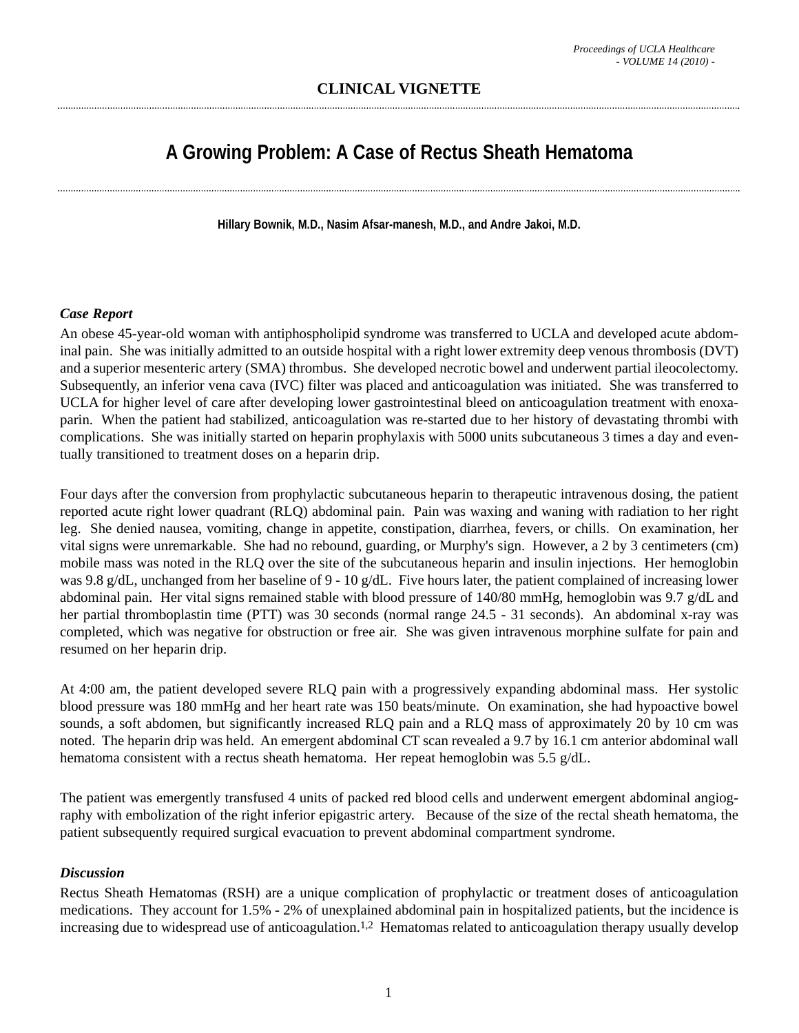## CLINICAL VIGNETTE

# A Growing Problem: A Case of Rectus Sheath Hematoma

**Hillary Bownik, M.D., Nasim Afsar-manesh, M.D., and Andre Jakoi, M.D.**

### *Case Report*

An obese 45-year-old woman with antiphospholipid syndrome was transferred to UCLA and developed acute abdominal pain. She was initially admitted to an outside hospital with a right lower extremity deep venous thrombosis (DVT) and a superior mesenteric artery (SMA) thrombus. She developed necrotic bowel and underwent partial ileocolectomy. Subsequently, an inferior vena cava (IVC) filter was placed and anticoagulation was initiated. She was transferred to UCLA for higher level of care after developing lower gastrointestinal bleed on anticoagulation treatment with enoxaparin. When the patient had stabilized, anticoagulation was re-started due to her history of devastating thrombi with complications. She was initially started on heparin prophylaxis with 5000 units subcutaneous 3 times a day and eventually transitioned to treatment doses on a heparin drip.

Four days after the conversion from prophylactic subcutaneous heparin to therapeutic intravenous dosing, the patient reported acute right lower quadrant (RLQ) abdominal pain. Pain was waxing and waning with radiation to her right leg. She denied nausea, vomiting, change in appetite, constipation, diarrhea, fevers, or chills. On examination, her vital signs were unremarkable. She had no rebound, guarding, or Murphy's sign. However, a 2 by 3 centimeters (cm) mobile mass was noted in the RLQ over the site of the subcutaneous heparin and insulin injections. Her hemoglobin was 9.8 g/dL, unchanged from her baseline of 9 - 10 g/dL. Five hours later, the patient complained of increasing lower abdominal pain. Her vital signs remained stable with blood pressure of 140/80 mmHg, hemoglobin was 9.7 g/dL and her partial thromboplastin time (PTT) was 30 seconds (normal range 24.5 - 31 seconds). An abdominal x-ray was completed, which was negative for obstruction or free air. She was given intravenous morphine sulfate for pain and resumed on her heparin drip.

At 4:00 am, the patient developed severe RLQ pain with a progressively expanding abdominal mass. Her systolic blood pressure was 180 mmHg and her heart rate was 150 beats/minute. On examination, she had hypoactive bowel sounds, a soft abdomen, but significantly increased RLQ pain and a RLQ mass of approximately 20 by 10 cm was noted. The heparin drip was held. An emergent abdominal CT scan revealed a 9.7 by 16.1 cm anterior abdominal wall hematoma consistent with a rectus sheath hematoma. Her repeat hemoglobin was 5.5 g/dL.

The patient was emergently transfused 4 units of packed red blood cells and underwent emergent abdominal angiography with embolization of the right inferior epigastric artery. Because of the size of the rectal sheath hematoma, the patient subsequently required surgical evacuation to prevent abdominal compartment syndrome.

### *Discussion*

Rectus Sheath Hematomas (RSH) are a unique complication of prophylactic or treatment doses of anticoagulation medications. They account for 1.5% - 2% of unexplained abdominal pain in hospitalized patients, but the incidence is increasing due to widespread use of anticoagulation.[1,2] Hematomas related to anticoagulation therapy usually develop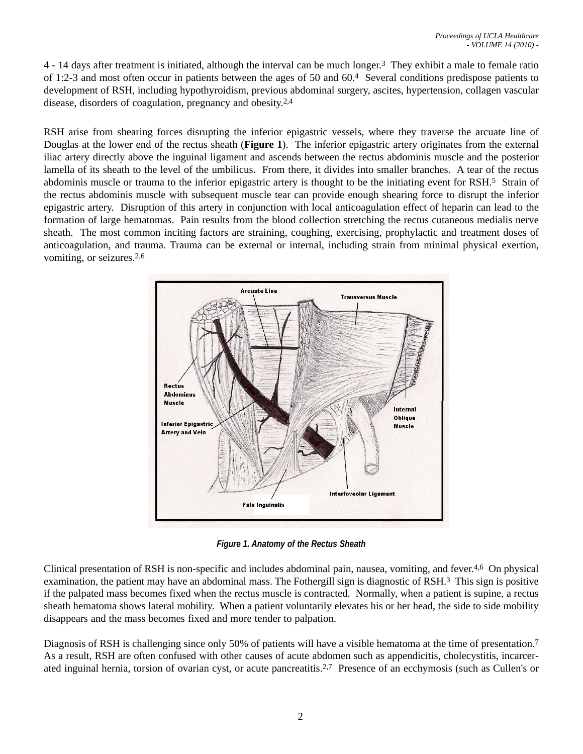4 - 14 days after treatment is initiated, although the interval can be much longer.[3] They exhibit a male to female ratio of 1:2-3 and most often occur in patients between the ages of 50 and 60.[4] Several conditions predispose patients to development of RSH, including hypothyroidism, previous abdominal surgery, ascites, hypertension, collagen vascular disease, disorders of coagulation, pregnancy and obesity.[2,4]

RSH arise from shearing forces disrupting the inferior epigastric vessels, where they traverse the arcuate line of Douglas at the lower end of the rectus sheath (**Figure 1**). The inferior epigastric artery originates from the external iliac artery directly above the inguinal ligament and ascends between the rectus abdominis muscle and the posterior lamella of its sheath to the level of the umbilicus. From there, it divides into smaller branches. A tear of the rectus abdominis muscle or trauma to the inferior epigastric artery is thought to be the initiating event for RSH.[5] Strain of the rectus abdominis muscle with subsequent muscle tear can provide enough shearing force to disrupt the inferior epigastric artery. Disruption of this artery in conjunction with local anticoagulation effect of heparin can lead to the formation of large hematomas. Pain results from the blood collection stretching the rectus cutaneous medialis nerve sheath. The most common inciting factors are straining, coughing, exercising, prophylactic and treatment doses of anticoagulation, and trauma. Trauma can be external or internal, including strain from minimal physical exertion, vomiting, or seizures.[2,6]

*Figure 1. Anatomy of the Rectus Sheath*

Clinical presentation of RSH is non-specific and includes abdominal pain, nausea, vomiting, and fever.[4,6] On physical examination, the patient may have an abdominal mass. The Fothergill sign is diagnostic of RSH.[3] This sign is positive if the palpated mass becomes fixed when the rectus muscle is contracted. Normally, when a patient is supine, a rectus sheath hematoma shows lateral mobility. When a patient voluntarily elevates his or her head, the side to side mobility disappears and the mass becomes fixed and more tender to palpation.

Diagnosis of RSH is challenging since only 50% of patients will have a visible hematoma at the time of presentation.[7] As a result, RSH are often confused with other causes of acute abdomen such as appendicitis, cholecystitis, incarcerated inguinal hernia, torsion of ovarian cyst, or acute pancreatitis.[2,7] Presence of an ecchymosis (such as Cullen's or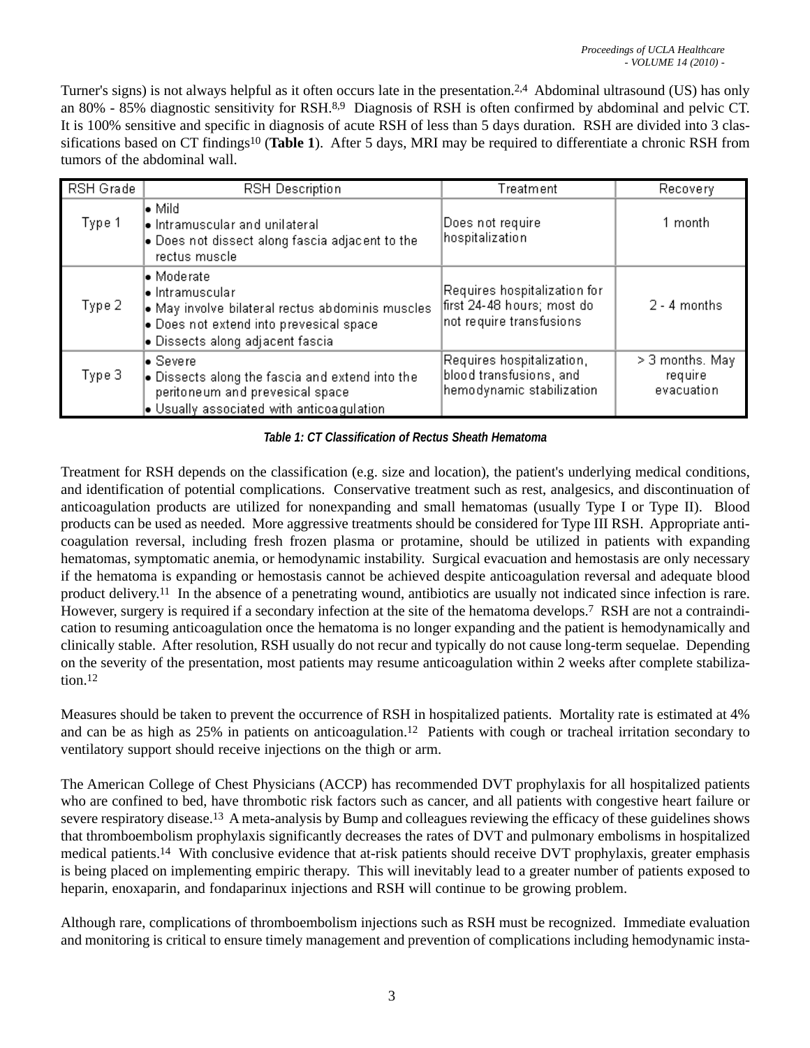Turner's signs) is not always helpful as it often occurs late in the presentation.[2,4] Abdominal ultrasound (US) has only an 80% - 85% diagnostic sensitivity for RSH.[8,9] Diagnosis of RSH is often confirmed by abdominal and pelvic CT. It is 100% sensitive and specific in diagnosis of acute RSH of less than 5 days duration. RSH are divided into 3 classifications based on CT findings[10] (**Table 1**). After 5 days, MRI may be required to differentiate a chronic RSH from tumors of the abdominal wall.

| RSH Grade | RSH Description | Treatment | Recovery |
|---|---|---|---|
| Type 1 | • Mild<br>• Intramuscular and unilateral<br>• Does not dissect along fascia adjacent to the rectus muscle | Does not require hospitalization | 1 month |
| Type 2 | • Moderate<br>• Intramuscular<br>• May involve bilateral rectus abdominis muscles<br>• Does not extend into prevesical space<br>• Dissects along adjacent fascia | Requires hospitalization for first 24-48 hours; most do not require transfusions | 2 - 4 months |
| Type 3 | • Severe<br>• Dissects along the fascia and extend into the peritoneum and prevesical space<br>• Usually associated with anticoagulation | Requires hospitalization, blood transfusions, and hemodynamic stabilization | > 3 months. May require evacuation |

***Table 1: CT Classification of Rectus Sheath Hematoma***

Treatment for RSH depends on the classification (e.g. size and location), the patient's underlying medical conditions, and identification of potential complications. Conservative treatment such as rest, analgesics, and discontinuation of anticoagulation products are utilized for nonexpanding and small hematomas (usually Type I or Type II). Blood products can be used as needed. More aggressive treatments should be considered for Type III RSH. Appropriate anticoagulation reversal, including fresh frozen plasma or protamine, should be utilized in patients with expanding hematomas, symptomatic anemia, or hemodynamic instability. Surgical evacuation and hemostasis are only necessary if the hematoma is expanding or hemostasis cannot be achieved despite anticoagulation reversal and adequate blood product delivery.[11] In the absence of a penetrating wound, antibiotics are usually not indicated since infection is rare. However, surgery is required if a secondary infection at the site of the hematoma develops.[7] RSH are not a contraindication to resuming anticoagulation once the hematoma is no longer expanding and the patient is hemodynamically and clinically stable. After resolution, RSH usually do not recur and typically do not cause long-term sequelae. Depending on the severity of the presentation, most patients may resume anticoagulation within 2 weeks after complete stabilization.[12]

Measures should be taken to prevent the occurrence of RSH in hospitalized patients. Mortality rate is estimated at 4% and can be as high as 25% in patients on anticoagulation.[12] Patients with cough or tracheal irritation secondary to ventilatory support should receive injections on the thigh or arm.

The American College of Chest Physicians (ACCP) has recommended DVT prophylaxis for all hospitalized patients who are confined to bed, have thrombotic risk factors such as cancer, and all patients with congestive heart failure or severe respiratory disease.[13] A meta-analysis by Bump and colleagues reviewing the efficacy of these guidelines shows that thromboembolism prophylaxis significantly decreases the rates of DVT and pulmonary embolisms in hospitalized medical patients.[14] With conclusive evidence that at-risk patients should receive DVT prophylaxis, greater emphasis is being placed on implementing empiric therapy. This will inevitably lead to a greater number of patients exposed to heparin, enoxaparin, and fondaparinux injections and RSH will continue to be growing problem.

Although rare, complications of thromboembolism injections such as RSH must be recognized. Immediate evaluation and monitoring is critical to ensure timely management and prevention of complications including hemodynamic insta-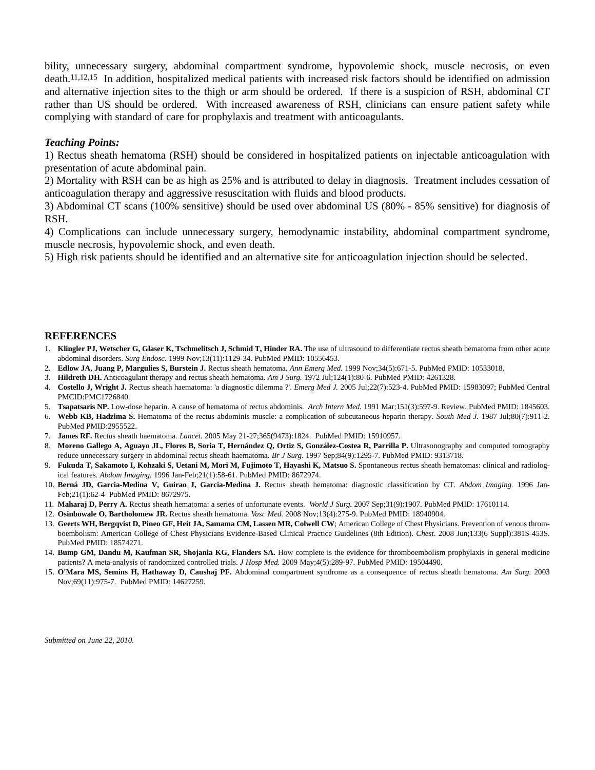bility, unnecessary surgery, abdominal compartment syndrome, hypovolemic shock, muscle necrosis, or even death.[11,12,15] In addition, hospitalized medical patients with increased risk factors should be identified on admission and alternative injection sites to the thigh or arm should be ordered. If there is a suspicion of RSH, abdominal CT rather than US should be ordered. With increased awareness of RSH, clinicians can ensure patient safety while complying with standard of care for prophylaxis and treatment with anticoagulants.

***Teaching Points:***

1) Rectus sheath hematoma (RSH) should be considered in hospitalized patients on injectable anticoagulation with presentation of acute abdominal pain.
2) Mortality with RSH can be as high as 25% and is attributed to delay in diagnosis. Treatment includes cessation of anticoagulation therapy and aggressive resuscitation with fluids and blood products.
3) Abdominal CT scans (100% sensitive) should be used over abdominal US (80% - 85% sensitive) for diagnosis of RSH.
4) Complications can include unnecessary surgery, hemodynamic instability, abdominal compartment syndrome, muscle necrosis, hypovolemic shock, and even death.
5) High risk patients should be identified and an alternative site for anticoagulation injection should be selected.

## REFERENCES

1. **Klingler PJ, Wetscher G, Glaser K, Tschmelitsch J, Schmid T, Hinder RA.** The use of ultrasound to differentiate rectus sheath hematoma from other acute abdominal disorders. *Surg Endosc.* 1999 Nov;13(11):1129-34. PubMed PMID: 10556453.
2. **Edlow JA, Juang P, Margulies S, Burstein J.** Rectus sheath hematoma. *Ann Emerg Med.* 1999 Nov;34(5):671-5. PubMed PMID: 10533018.
3. **Hildreth DH.** Anticoagulant therapy and rectus sheath hematoma. *Am J Surg.* 1972 Jul;124(1):80-6. PubMed PMID: 4261328.
4. **Costello J, Wright J.** Rectus sheath haematoma: 'a diagnostic dilemma ?'. *Emerg Med J.* 2005 Jul;22(7):523-4. PubMed PMID: 15983097; PubMed Central PMCID:PMC1726840.
5. **Tsapatsaris NP.** Low-dose heparin. A cause of hematoma of rectus abdominis. *Arch Intern Med.* 1991 Mar;151(3):597-9. Review. PubMed PMID: 1845603.
6. **Webb KB, Hadzima S.** Hematoma of the rectus abdominis muscle: a complication of subcutaneous heparin therapy. *South Med J.* 1987 Jul;80(7):911-2. PubMed PMID:2955522.
7. **James RF.** Rectus sheath haematoma. *Lancet*. 2005 May 21-27;365(9473):1824. PubMed PMID: 15910957.
8. **Moreno Gallego A, Aguayo JL, Flores B, Soria T, Hernández Q, Ortiz S, González-Costea R, Parrilla P.** Ultrasonography and computed tomography reduce unnecessary surgery in abdominal rectus sheath haematoma. *Br J Surg.* 1997 Sep;84(9):1295-7. PubMed PMID: 9313718.
9. **Fukuda T, Sakamoto I, Kohzaki S, Uetani M, Mori M, Fujimoto T, Hayashi K, Matsuo S.** Spontaneous rectus sheath hematomas: clinical and radiological features. *Abdom Imaging.* 1996 Jan-Feb;21(1):58-61. PubMed PMID: 8672974.
10. **Berná JD, Garcia-Medina V, Guirao J, Garcia-Medina J.** Rectus sheath hematoma: diagnostic classification by CT. *Abdom Imaging.* 1996 Jan-Feb;21(1):62-4 PubMed PMID: 8672975.
11. **Maharaj D, Perry A.** Rectus sheath hematoma: a series of unfortunate events. *World J Surg.* 2007 Sep;31(9):1907. PubMed PMID: 17610114.
12. **Osinbowale O, Bartholomew JR.** Rectus sheath hematoma. *Vasc Med.* 2008 Nov;13(4):275-9. PubMed PMID: 18940904.
13. **Geerts WH, Bergqvist D, Pineo GF, Heit JA, Samama CM, Lassen MR, Colwell CW**; American College of Chest Physicians. Prevention of venous thromboembolism: American College of Chest Physicians Evidence-Based Clinical Practice Guidelines (8th Edition). *Chest*. 2008 Jun;133(6 Suppl):381S-453S. PubMed PMID: 18574271.
14. **Bump GM, Dandu M, Kaufman SR, Shojania KG, Flanders SA.** How complete is the evidence for thromboembolism prophylaxis in general medicine patients? A meta-analysis of randomized controlled trials. *J Hosp Med.* 2009 May;4(5):289-97. PubMed PMID: 19504490.
15. **O'Mara MS, Semins H, Hathaway D, Caushaj PF.** Abdominal compartment syndrome as a consequence of rectus sheath hematoma. *Am Surg.* 2003 Nov;69(11):975-7. PubMed PMID: 14627259.

*Submitted on June 22, 2010.*